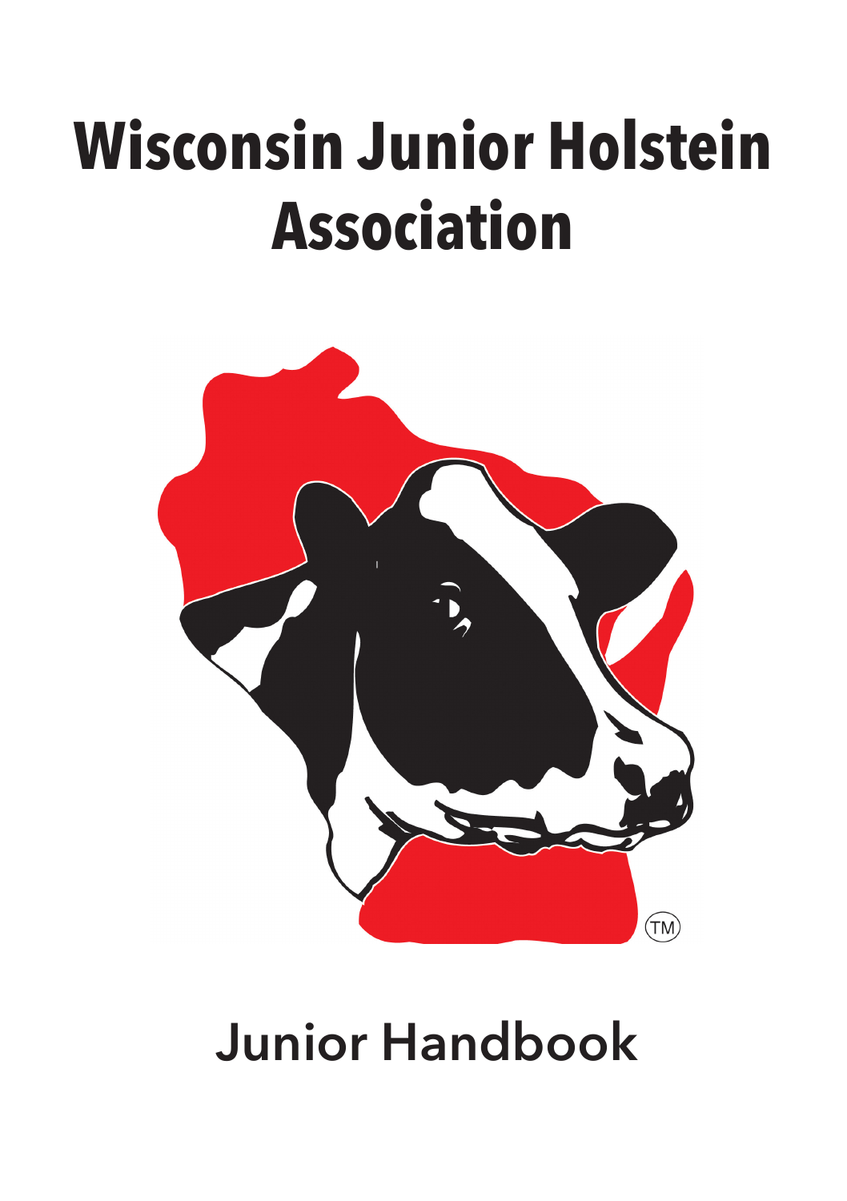# Wisconsin Junior Holstein Association

## Junior Handbook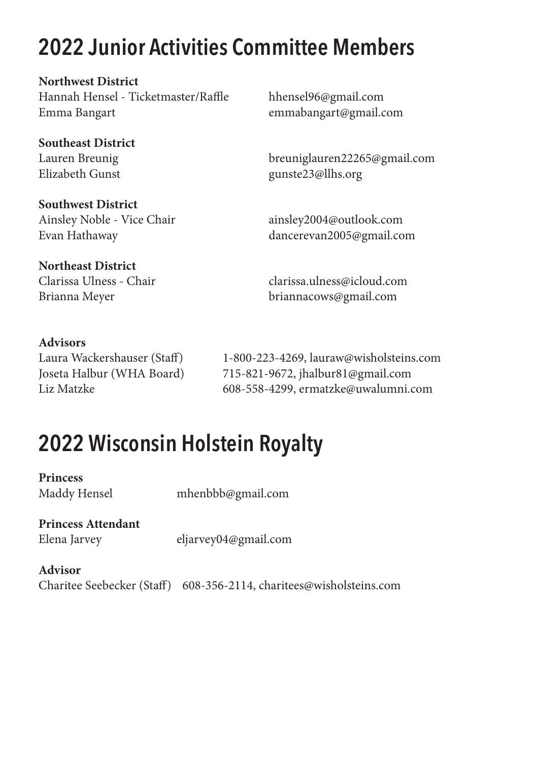# 2022 Junior Activities Committee Members

**Northwest District**
Hannah Hensel - Ticketmaster/Raffle hhensel96@gmail.com
Emma Bangart emmabangart@gmail.com

**Southeast District**
Lauren Breunig breuniglauren22265@gmail.com
Elizabeth Gunst gunste23@llhs.org

**Southwest District**
Ainsley Noble - Vice Chair ainsley2004@outlook.com
Evan Hathaway dancerevan2005@gmail.com

**Northeast District**
Clarissa Ulness - Chair clarissa.ulness@icloud.com
Brianna Meyer briannacows@gmail.com

**Advisors**
Laura Wackershauser (Staff) 1-800-223-4269, lauraw@wisholsteins.com
Joseta Halbur (WHA Board) 715-821-9672, jhalbur81@gmail.com
Liz Matzke 608-558-4299, ermatzke@uwalumni.com

# 2022 Wisconsin Holstein Royalty

**Princess**
Maddy Hensel mhenbbb@gmail.com

**Princess Attendant**
Elena Jarvey eljarvey04@gmail.com

**Advisor**
Charitee Seebecker (Staff) 608-356-2114, charitees@wisholsteins.com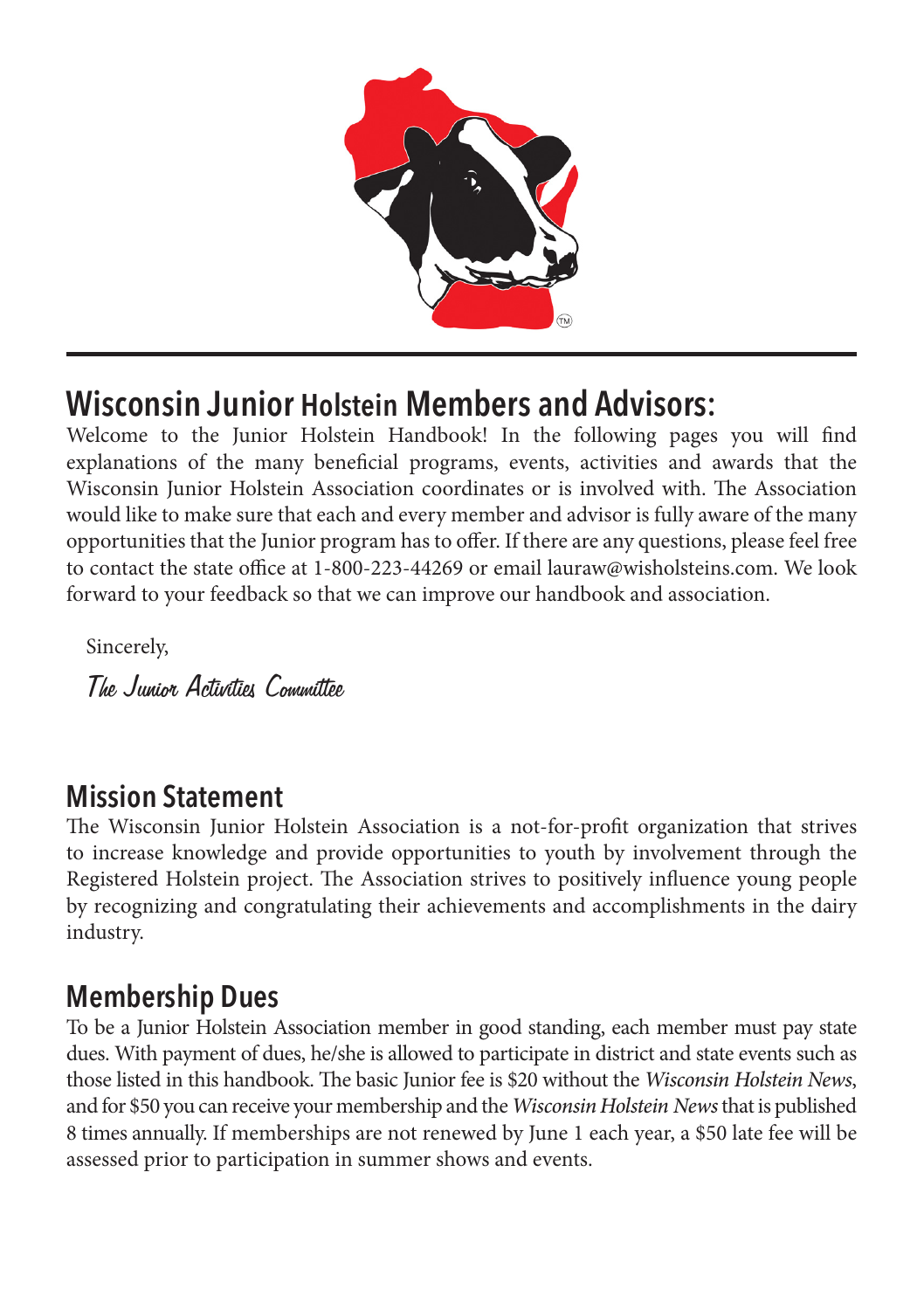## Wisconsin Junior Holstein Members and Advisors:

Welcome to the Junior Holstein Handbook! In the following pages you will find explanations of the many beneficial programs, events, activities and awards that the Wisconsin Junior Holstein Association coordinates or is involved with. The Association would like to make sure that each and every member and advisor is fully aware of the many opportunities that the Junior program has to offer. If there are any questions, please feel free to contact the state office at 1-800-223-44269 or email lauraw@wisholsteins.com. We look forward to your feedback so that we can improve our handbook and association.

Sincerely,

*The Junior Activities Committee*

## Mission Statement

The Wisconsin Junior Holstein Association is a not-for-profit organization that strives to increase knowledge and provide opportunities to youth by involvement through the Registered Holstein project. The Association strives to positively influence young people by recognizing and congratulating their achievements and accomplishments in the dairy industry.

## Membership Dues

To be a Junior Holstein Association member in good standing, each member must pay state dues. With payment of dues, he/she is allowed to participate in district and state events such as those listed in this handbook. The basic Junior fee is $20 without the *Wisconsin Holstein News*, and for $50 you can receive your membership and the *Wisconsin Holstein News* that is published 8 times annually. If memberships are not renewed by June 1 each year, a $50 late fee will be assessed prior to participation in summer shows and events.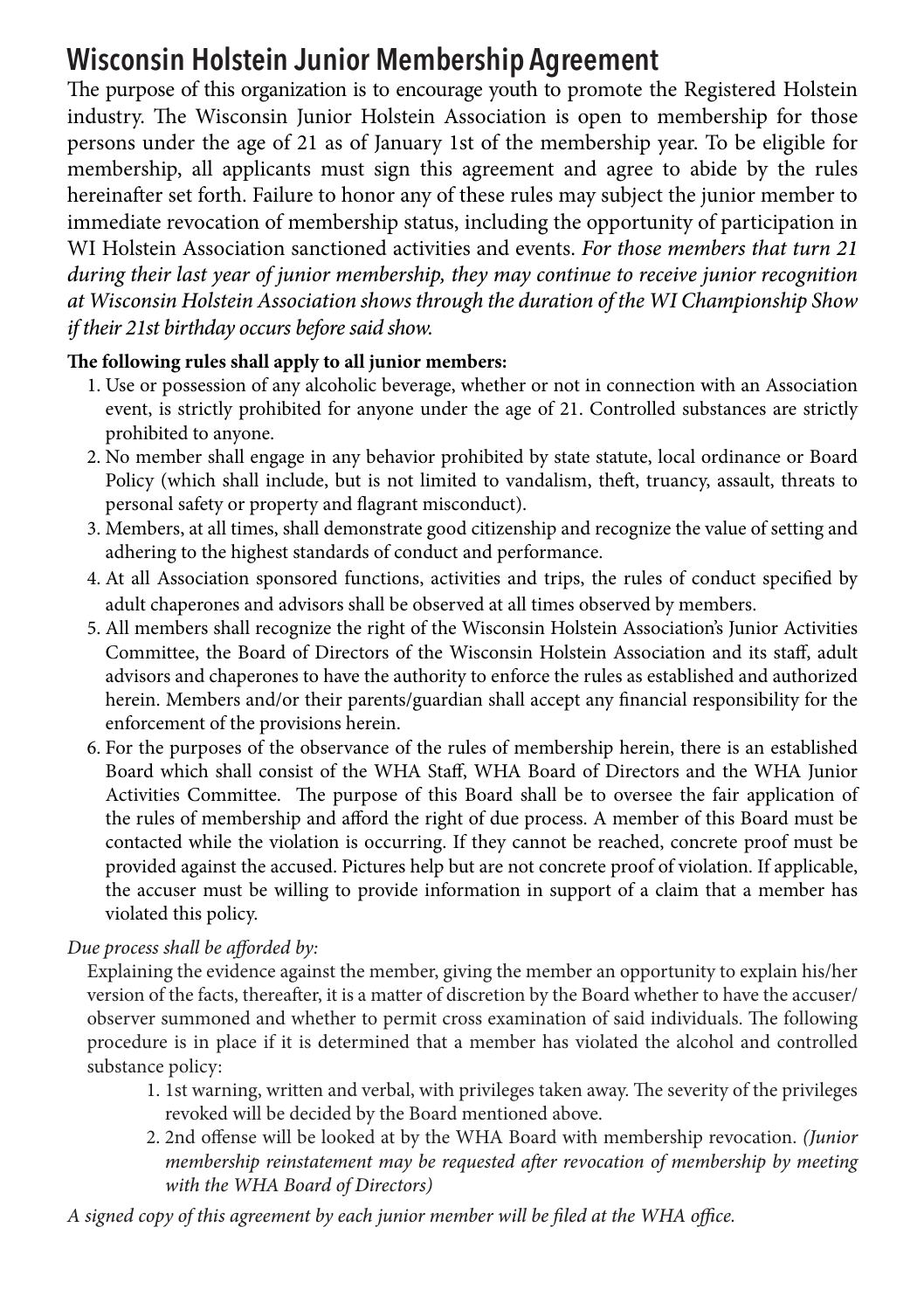# Wisconsin Holstein Junior Membership Agreement

The purpose of this organization is to encourage youth to promote the Registered Holstein industry. The Wisconsin Junior Holstein Association is open to membership for those persons under the age of 21 as of January 1st of the membership year. To be eligible for membership, all applicants must sign this agreement and agree to abide by the rules hereinafter set forth. Failure to honor any of these rules may subject the junior member to immediate revocation of membership status, including the opportunity of participation in WI Holstein Association sanctioned activities and events. *For those members that turn 21 during their last year of junior membership, they may continue to receive junior recognition at Wisconsin Holstein Association shows through the duration of the WI Championship Show if their 21st birthday occurs before said show.*

**The following rules shall apply to all junior members:**

1. Use or possession of any alcoholic beverage, whether or not in connection with an Association event, is strictly prohibited for anyone under the age of 21. Controlled substances are strictly prohibited to anyone.
2. No member shall engage in any behavior prohibited by state statute, local ordinance or Board Policy (which shall include, but is not limited to vandalism, theft, truancy, assault, threats to personal safety or property and flagrant misconduct).
3. Members, at all times, shall demonstrate good citizenship and recognize the value of setting and adhering to the highest standards of conduct and performance.
4. At all Association sponsored functions, activities and trips, the rules of conduct specified by adult chaperones and advisors shall be observed at all times observed by members.
5. All members shall recognize the right of the Wisconsin Holstein Association's Junior Activities Committee, the Board of Directors of the Wisconsin Holstein Association and its staff, adult advisors and chaperones to have the authority to enforce the rules as established and authorized herein. Members and/or their parents/guardian shall accept any financial responsibility for the enforcement of the provisions herein.
6. For the purposes of the observance of the rules of membership herein, there is an established Board which shall consist of the WHA Staff, WHA Board of Directors and the WHA Junior Activities Committee. The purpose of this Board shall be to oversee the fair application of the rules of membership and afford the right of due process. A member of this Board must be contacted while the violation is occurring. If they cannot be reached, concrete proof must be provided against the accused. Pictures help but are not concrete proof of violation. If applicable, the accuser must be willing to provide information in support of a claim that a member has violated this policy.

*Due process shall be afforded by:*

Explaining the evidence against the member, giving the member an opportunity to explain his/her version of the facts, thereafter, it is a matter of discretion by the Board whether to have the accuser/observer summoned and whether to permit cross examination of said individuals. The following procedure is in place if it is determined that a member has violated the alcohol and controlled substance policy:

1. 1st warning, written and verbal, with privileges taken away. The severity of the privileges revoked will be decided by the Board mentioned above.
2. 2nd offense will be looked at by the WHA Board with membership revocation. *(Junior membership reinstatement may be requested after revocation of membership by meeting with the WHA Board of Directors)*

*A signed copy of this agreement by each junior member will be filed at the WHA office.*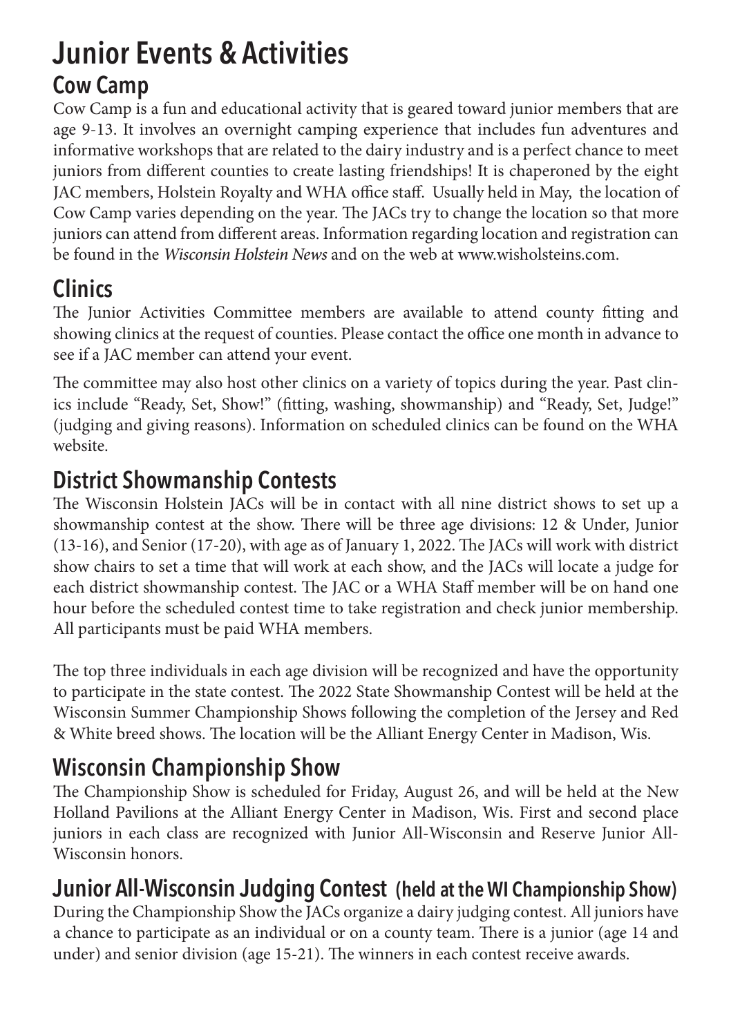# Junior Events & Activities

## Cow Camp

Cow Camp is a fun and educational activity that is geared toward junior members that are age 9-13. It involves an overnight camping experience that includes fun adventures and informative workshops that are related to the dairy industry and is a perfect chance to meet juniors from different counties to create lasting friendships! It is chaperoned by the eight JAC members, Holstein Royalty and WHA office staff. Usually held in May, the location of Cow Camp varies depending on the year. The JACs try to change the location so that more juniors can attend from different areas. Information regarding location and registration can be found in the *Wisconsin Holstein News* and on the web at www.wisholsteins.com.

## Clinics

The Junior Activities Committee members are available to attend county fitting and showing clinics at the request of counties. Please contact the office one month in advance to see if a JAC member can attend your event.

The committee may also host other clinics on a variety of topics during the year. Past clinics include "Ready, Set, Show!" (fitting, washing, showmanship) and "Ready, Set, Judge!" (judging and giving reasons). Information on scheduled clinics can be found on the WHA website.

## District Showmanship Contests

The Wisconsin Holstein JACs will be in contact with all nine district shows to set up a showmanship contest at the show. There will be three age divisions: 12 & Under, Junior (13-16), and Senior (17-20), with age as of January 1, 2022. The JACs will work with district show chairs to set a time that will work at each show, and the JACs will locate a judge for each district showmanship contest. The JAC or a WHA Staff member will be on hand one hour before the scheduled contest time to take registration and check junior membership. All participants must be paid WHA members.

The top three individuals in each age division will be recognized and have the opportunity to participate in the state contest. The 2022 State Showmanship Contest will be held at the Wisconsin Summer Championship Shows following the completion of the Jersey and Red & White breed shows. The location will be the Alliant Energy Center in Madison, Wis.

## Wisconsin Championship Show

The Championship Show is scheduled for Friday, August 26, and will be held at the New Holland Pavilions at the Alliant Energy Center in Madison, Wis. First and second place juniors in each class are recognized with Junior All-Wisconsin and Reserve Junior All-Wisconsin honors.

## Junior All-Wisconsin Judging Contest (held at the WI Championship Show)

During the Championship Show the JACs organize a dairy judging contest. All juniors have a chance to participate as an individual or on a county team. There is a junior (age 14 and under) and senior division (age 15-21). The winners in each contest receive awards.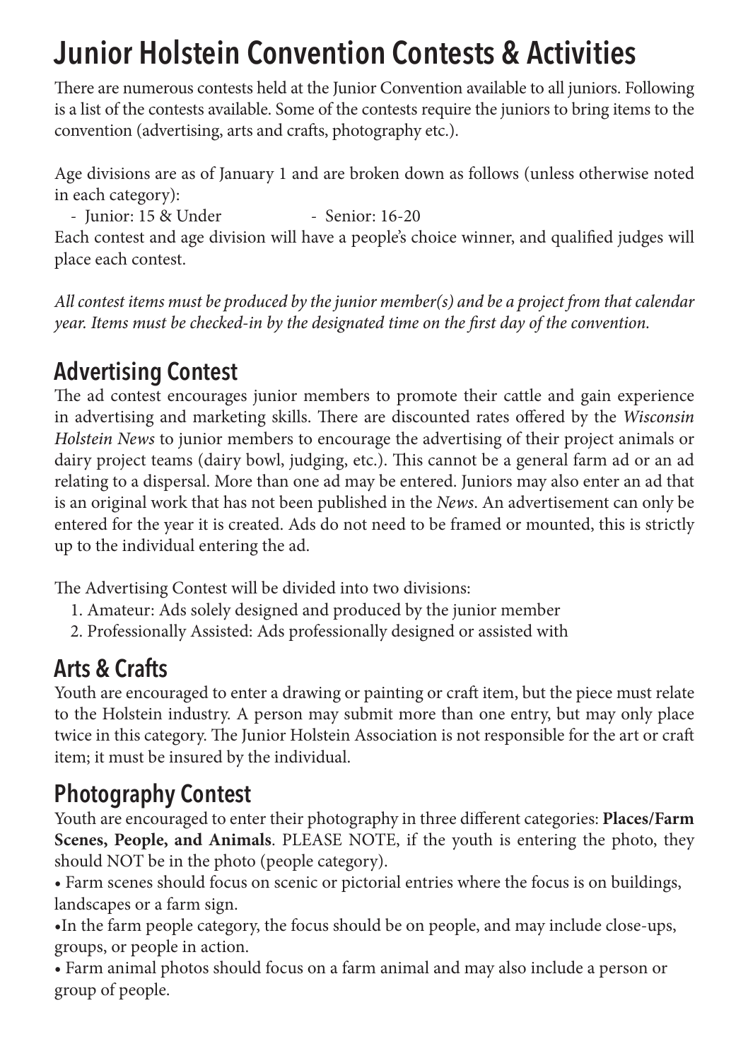# Junior Holstein Convention Contests & Activities

There are numerous contests held at the Junior Convention available to all juniors. Following is a list of the contests available. Some of the contests require the juniors to bring items to the convention (advertising, arts and crafts, photography etc.).

Age divisions are as of January 1 and are broken down as follows (unless otherwise noted in each category):

- Junior: 15 & Under
- Senior: 16-20

Each contest and age division will have a people's choice winner, and qualified judges will place each contest.

*All contest items must be produced by the junior member(s) and be a project from that calendar year. Items must be checked-in by the designated time on the first day of the convention.*

## Advertising Contest

The ad contest encourages junior members to promote their cattle and gain experience in advertising and marketing skills. There are discounted rates offered by the *Wisconsin Holstein News* to junior members to encourage the advertising of their project animals or dairy project teams (dairy bowl, judging, etc.). This cannot be a general farm ad or an ad relating to a dispersal. More than one ad may be entered. Juniors may also enter an ad that is an original work that has not been published in the *News*. An advertisement can only be entered for the year it is created. Ads do not need to be framed or mounted, this is strictly up to the individual entering the ad.

The Advertising Contest will be divided into two divisions:

1. Amateur: Ads solely designed and produced by the junior member
2. Professionally Assisted: Ads professionally designed or assisted with

## Arts & Crafts

Youth are encouraged to enter a drawing or painting or craft item, but the piece must relate to the Holstein industry. A person may submit more than one entry, but may only place twice in this category. The Junior Holstein Association is not responsible for the art or craft item; it must be insured by the individual.

## Photography Contest

Youth are encouraged to enter their photography in three different categories: **Places/Farm Scenes, People, and Animals**. PLEASE NOTE, if the youth is entering the photo, they should NOT be in the photo (people category).

- Farm scenes should focus on scenic or pictorial entries where the focus is on buildings, landscapes or a farm sign.
- In the farm people category, the focus should be on people, and may include close-ups, groups, or people in action.
- Farm animal photos should focus on a farm animal and may also include a person or group of people.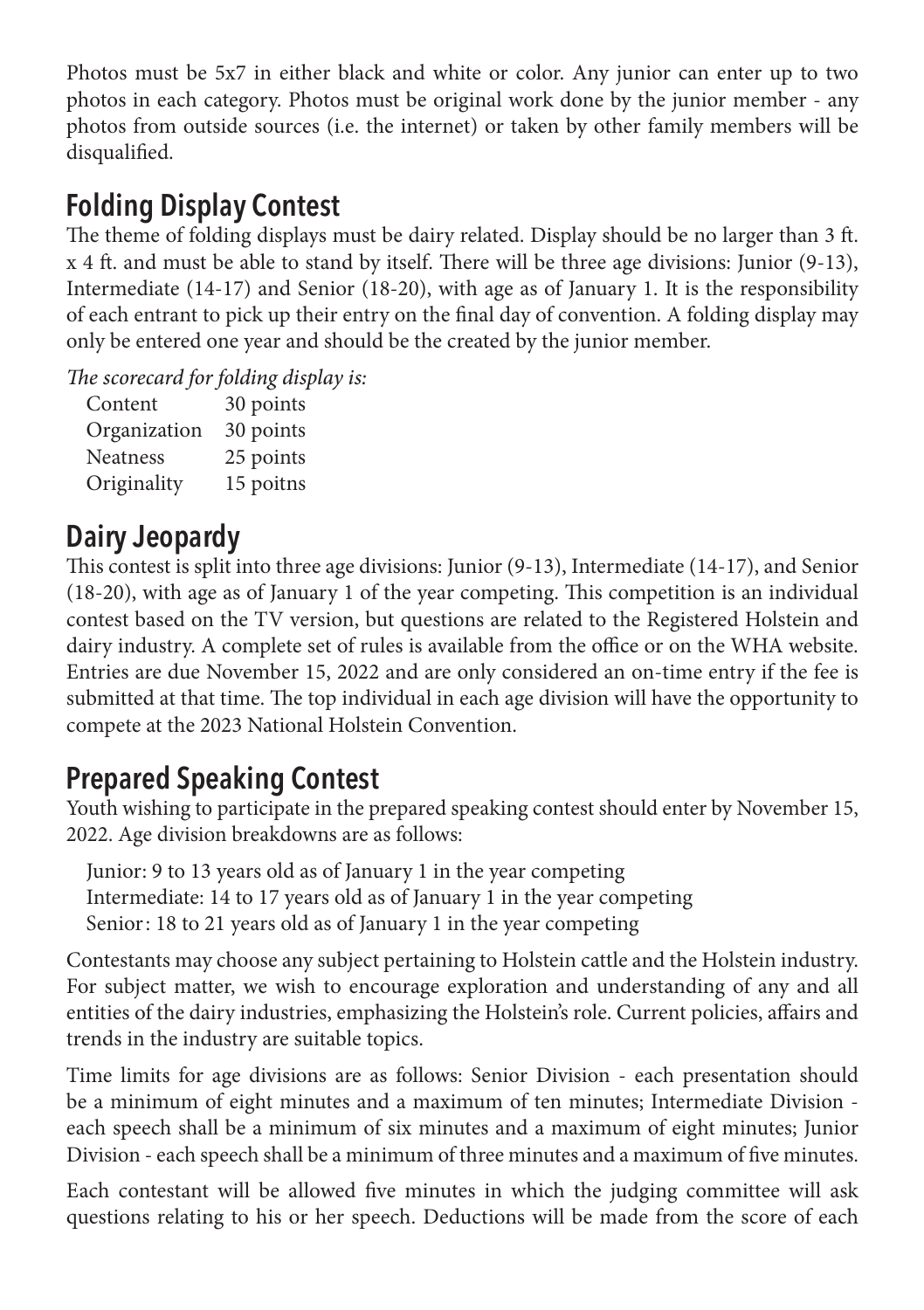Photos must be 5x7 in either black and white or color. Any junior can enter up to two photos in each category. Photos must be original work done by the junior member - any photos from outside sources (i.e. the internet) or taken by other family members will be disqualified.

## Folding Display Contest

The theme of folding displays must be dairy related. Display should be no larger than 3 ft. x 4 ft. and must be able to stand by itself. There will be three age divisions: Junior (9-13), Intermediate (14-17) and Senior (18-20), with age as of January 1. It is the responsibility of each entrant to pick up their entry on the final day of convention. A folding display may only be entered one year and should be the created by the junior member.

*The scorecard for folding display is:*

| | |
|---|---|
| Content | 30 points |
| Organization | 30 points |
| Neatness | 25 points |
| Originality | 15 poitns |

## Dairy Jeopardy

This contest is split into three age divisions: Junior (9-13), Intermediate (14-17), and Senior (18-20), with age as of January 1 of the year competing. This competition is an individual contest based on the TV version, but questions are related to the Registered Holstein and dairy industry. A complete set of rules is available from the office or on the WHA website. Entries are due November 15, 2022 and are only considered an on-time entry if the fee is submitted at that time. The top individual in each age division will have the opportunity to compete at the 2023 National Holstein Convention.

## Prepared Speaking Contest

Youth wishing to participate in the prepared speaking contest should enter by November 15, 2022. Age division breakdowns are as follows:

Junior: 9 to 13 years old as of January 1 in the year competing
Intermediate: 14 to 17 years old as of January 1 in the year competing
Senior: 18 to 21 years old as of January 1 in the year competing

Contestants may choose any subject pertaining to Holstein cattle and the Holstein industry. For subject matter, we wish to encourage exploration and understanding of any and all entities of the dairy industries, emphasizing the Holstein's role. Current policies, affairs and trends in the industry are suitable topics.

Time limits for age divisions are as follows: Senior Division - each presentation should be a minimum of eight minutes and a maximum of ten minutes; Intermediate Division - each speech shall be a minimum of six minutes and a maximum of eight minutes; Junior Division - each speech shall be a minimum of three minutes and a maximum of five minutes.

Each contestant will be allowed five minutes in which the judging committee will ask questions relating to his or her speech. Deductions will be made from the score of each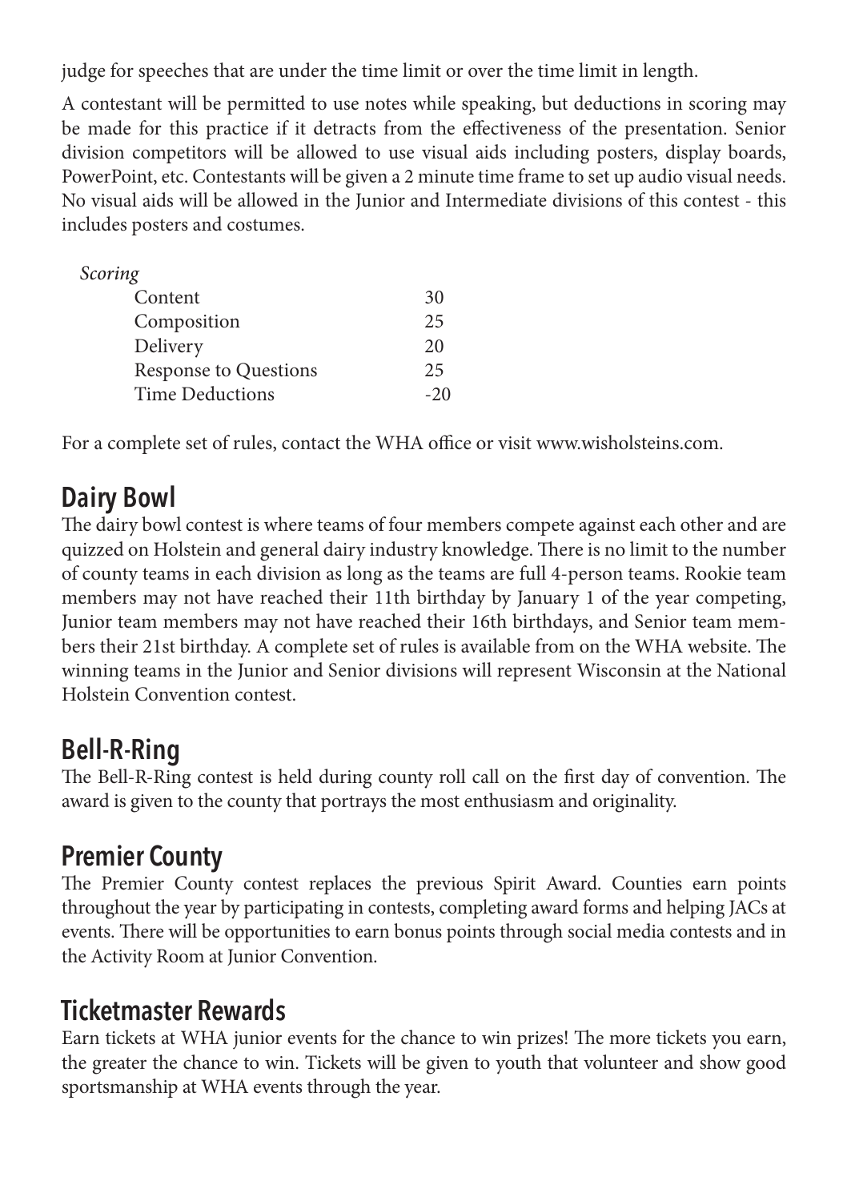judge for speeches that are under the time limit or over the time limit in length.

A contestant will be permitted to use notes while speaking, but deductions in scoring may be made for this practice if it detracts from the effectiveness of the presentation. Senior division competitors will be allowed to use visual aids including posters, display boards, PowerPoint, etc. Contestants will be given a 2 minute time frame to set up audio visual needs. No visual aids will be allowed in the Junior and Intermediate divisions of this contest - this includes posters and costumes.

*Scoring*

| | |
|---|---|
| Content | 30 |
| Composition | 25 |
| Delivery | 20 |
| Response to Questions | 25 |
| Time Deductions | -20 |

For a complete set of rules, contact the WHA office or visit www.wisholsteins.com.

## Dairy Bowl

The dairy bowl contest is where teams of four members compete against each other and are quizzed on Holstein and general dairy industry knowledge. There is no limit to the number of county teams in each division as long as the teams are full 4-person teams. Rookie team members may not have reached their 11th birthday by January 1 of the year competing, Junior team members may not have reached their 16th birthdays, and Senior team members their 21st birthday. A complete set of rules is available from on the WHA website. The winning teams in the Junior and Senior divisions will represent Wisconsin at the National Holstein Convention contest.

## Bell-R-Ring

The Bell-R-Ring contest is held during county roll call on the first day of convention. The award is given to the county that portrays the most enthusiasm and originality.

## Premier County

The Premier County contest replaces the previous Spirit Award. Counties earn points throughout the year by participating in contests, completing award forms and helping JACs at events. There will be opportunities to earn bonus points through social media contests and in the Activity Room at Junior Convention.

## Ticketmaster Rewards

Earn tickets at WHA junior events for the chance to win prizes! The more tickets you earn, the greater the chance to win. Tickets will be given to youth that volunteer and show good sportsmanship at WHA events through the year.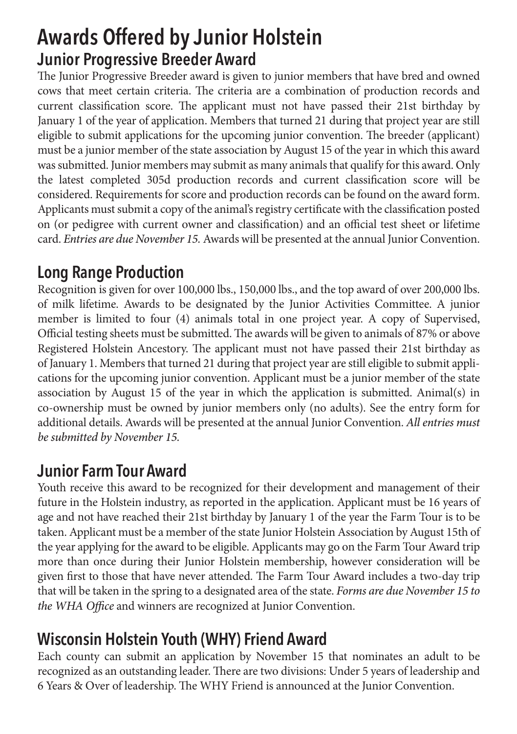# Awards Offered by Junior Holstein

## Junior Progressive Breeder Award

The Junior Progressive Breeder award is given to junior members that have bred and owned cows that meet certain criteria. The criteria are a combination of production records and current classification score. The applicant must not have passed their 21st birthday by January 1 of the year of application. Members that turned 21 during that project year are still eligible to submit applications for the upcoming junior convention. The breeder (applicant) must be a junior member of the state association by August 15 of the year in which this award was submitted. Junior members may submit as many animals that qualify for this award. Only the latest completed 305d production records and current classification score will be considered. Requirements for score and production records can be found on the award form. Applicants must submit a copy of the animal's registry certificate with the classification posted on (or pedigree with current owner and classification) and an official test sheet or lifetime card. *Entries are due November 15.* Awards will be presented at the annual Junior Convention.

## Long Range Production

Recognition is given for over 100,000 lbs., 150,000 lbs., and the top award of over 200,000 lbs. of milk lifetime. Awards to be designated by the Junior Activities Committee. A junior member is limited to four (4) animals total in one project year. A copy of Supervised, Official testing sheets must be submitted. The awards will be given to animals of 87% or above Registered Holstein Ancestory. The applicant must not have passed their 21st birthday as of January 1. Members that turned 21 during that project year are still eligible to submit applications for the upcoming junior convention. Applicant must be a junior member of the state association by August 15 of the year in which the application is submitted. Animal(s) in co-ownership must be owned by junior members only (no adults). See the entry form for additional details. Awards will be presented at the annual Junior Convention. *All entries must be submitted by November 15.*

## Junior Farm Tour Award

Youth receive this award to be recognized for their development and management of their future in the Holstein industry, as reported in the application. Applicant must be 16 years of age and not have reached their 21st birthday by January 1 of the year the Farm Tour is to be taken. Applicant must be a member of the state Junior Holstein Association by August 15th of the year applying for the award to be eligible. Applicants may go on the Farm Tour Award trip more than once during their Junior Holstein membership, however consideration will be given first to those that have never attended. The Farm Tour Award includes a two-day trip that will be taken in the spring to a designated area of the state. *Forms are due November 15 to the WHA Office* and winners are recognized at Junior Convention.

## Wisconsin Holstein Youth (WHY) Friend Award

Each county can submit an application by November 15 that nominates an adult to be recognized as an outstanding leader. There are two divisions: Under 5 years of leadership and 6 Years & Over of leadership. The WHY Friend is announced at the Junior Convention.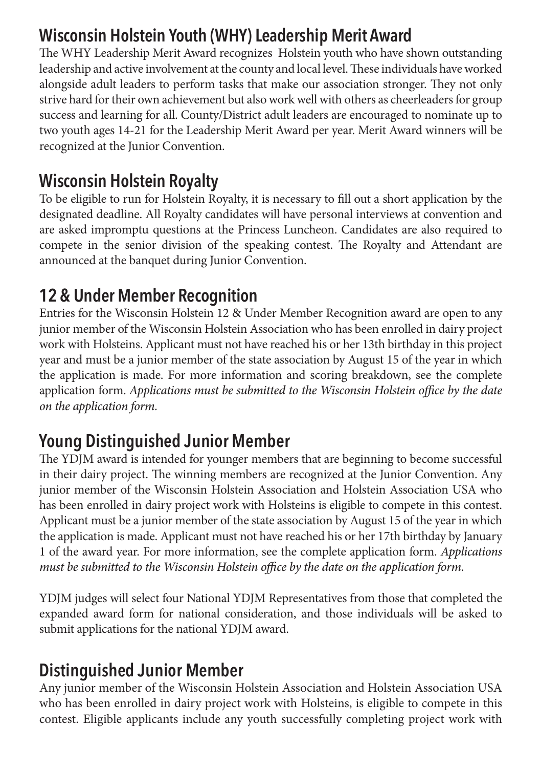## Wisconsin Holstein Youth (WHY) Leadership Merit Award

The WHY Leadership Merit Award recognizes Holstein youth who have shown outstanding leadership and active involvement at the county and local level. These individuals have worked alongside adult leaders to perform tasks that make our association stronger. They not only strive hard for their own achievement but also work well with others as cheerleaders for group success and learning for all. County/District adult leaders are encouraged to nominate up to two youth ages 14-21 for the Leadership Merit Award per year. Merit Award winners will be recognized at the Junior Convention.

## Wisconsin Holstein Royalty

To be eligible to run for Holstein Royalty, it is necessary to fill out a short application by the designated deadline. All Royalty candidates will have personal interviews at convention and are asked impromptu questions at the Princess Luncheon. Candidates are also required to compete in the senior division of the speaking contest. The Royalty and Attendant are announced at the banquet during Junior Convention.

## 12 & Under Member Recognition

Entries for the Wisconsin Holstein 12 & Under Member Recognition award are open to any junior member of the Wisconsin Holstein Association who has been enrolled in dairy project work with Holsteins. Applicant must not have reached his or her 13th birthday in this project year and must be a junior member of the state association by August 15 of the year in which the application is made. For more information and scoring breakdown, see the complete application form. *Applications must be submitted to the Wisconsin Holstein office by the date on the application form.*

## Young Distinguished Junior Member

The YDJM award is intended for younger members that are beginning to become successful in their dairy project. The winning members are recognized at the Junior Convention. Any junior member of the Wisconsin Holstein Association and Holstein Association USA who has been enrolled in dairy project work with Holsteins is eligible to compete in this contest. Applicant must be a junior member of the state association by August 15 of the year in which the application is made. Applicant must not have reached his or her 17th birthday by January 1 of the award year. For more information, see the complete application form. *Applications must be submitted to the Wisconsin Holstein office by the date on the application form.*

YDJM judges will select four National YDJM Representatives from those that completed the expanded award form for national consideration, and those individuals will be asked to submit applications for the national YDJM award.

## Distinguished Junior Member

Any junior member of the Wisconsin Holstein Association and Holstein Association USA who has been enrolled in dairy project work with Holsteins, is eligible to compete in this contest. Eligible applicants include any youth successfully completing project work with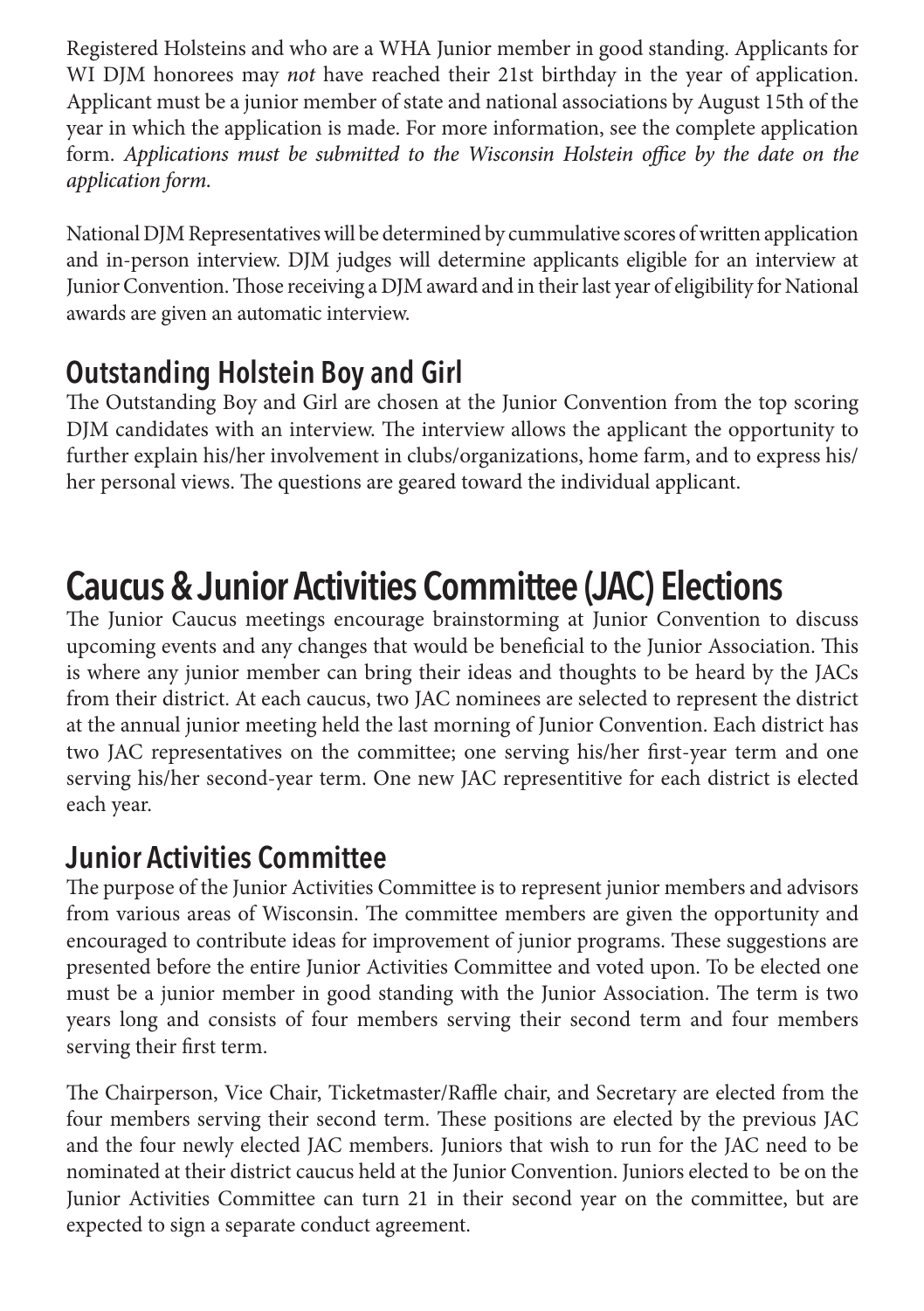Registered Holsteins and who are a WHA Junior member in good standing. Applicants for WI DJM honorees may *not* have reached their 21st birthday in the year of application. Applicant must be a junior member of state and national associations by August 15th of the year in which the application is made. For more information, see the complete application form. *Applications must be submitted to the Wisconsin Holstein office by the date on the application form.*

National DJM Representatives will be determined by cummulative scores of written application and in-person interview. DJM judges will determine applicants eligible for an interview at Junior Convention. Those receiving a DJM award and in their last year of eligibility for National awards are given an automatic interview.

## Outstanding Holstein Boy and Girl

The Outstanding Boy and Girl are chosen at the Junior Convention from the top scoring DJM candidates with an interview. The interview allows the applicant the opportunity to further explain his/her involvement in clubs/organizations, home farm, and to express his/her personal views. The questions are geared toward the individual applicant.

# Caucus & Junior Activities Committee (JAC) Elections

The Junior Caucus meetings encourage brainstorming at Junior Convention to discuss upcoming events and any changes that would be beneficial to the Junior Association. This is where any junior member can bring their ideas and thoughts to be heard by the JACs from their district. At each caucus, two JAC nominees are selected to represent the district at the annual junior meeting held the last morning of Junior Convention. Each district has two JAC representatives on the committee; one serving his/her first-year term and one serving his/her second-year term. One new JAC representitive for each district is elected each year.

## Junior Activities Committee

The purpose of the Junior Activities Committee is to represent junior members and advisors from various areas of Wisconsin. The committee members are given the opportunity and encouraged to contribute ideas for improvement of junior programs. These suggestions are presented before the entire Junior Activities Committee and voted upon. To be elected one must be a junior member in good standing with the Junior Association. The term is two years long and consists of four members serving their second term and four members serving their first term.

The Chairperson, Vice Chair, Ticketmaster/Raffle chair, and Secretary are elected from the four members serving their second term. These positions are elected by the previous JAC and the four newly elected JAC members. Juniors that wish to run for the JAC need to be nominated at their district caucus held at the Junior Convention. Juniors elected to be on the Junior Activities Committee can turn 21 in their second year on the committee, but are expected to sign a separate conduct agreement.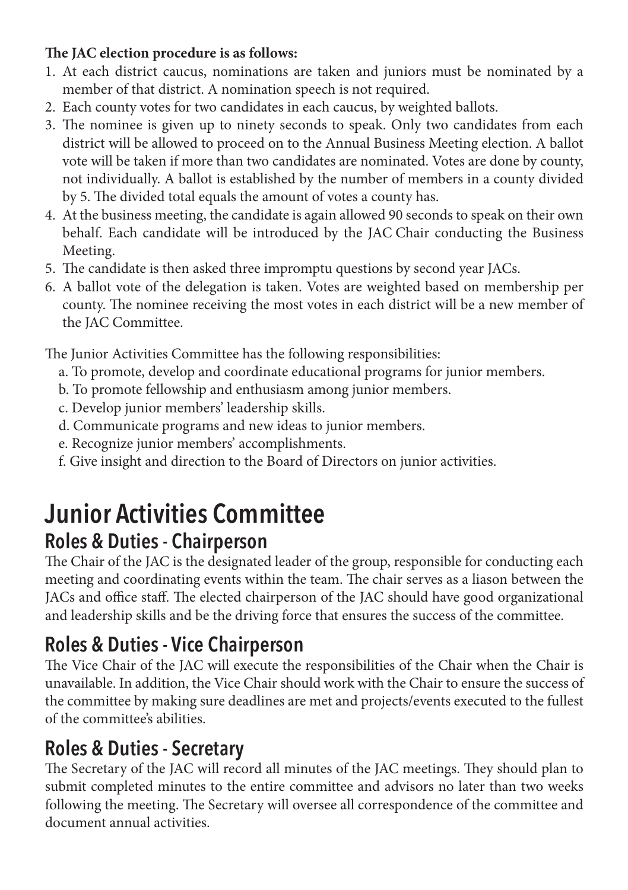**The JAC election procedure is as follows:**

1. At each district caucus, nominations are taken and juniors must be nominated by a member of that district. A nomination speech is not required.
2. Each county votes for two candidates in each caucus, by weighted ballots.
3. The nominee is given up to ninety seconds to speak. Only two candidates from each district will be allowed to proceed on to the Annual Business Meeting election. A ballot vote will be taken if more than two candidates are nominated. Votes are done by county, not individually. A ballot is established by the number of members in a county divided by 5. The divided total equals the amount of votes a county has.
4. At the business meeting, the candidate is again allowed 90 seconds to speak on their own behalf. Each candidate will be introduced by the JAC Chair conducting the Business Meeting.
5. The candidate is then asked three impromptu questions by second year JACs.
6. A ballot vote of the delegation is taken. Votes are weighted based on membership per county. The nominee receiving the most votes in each district will be a new member of the JAC Committee.

The Junior Activities Committee has the following responsibilities:

a. To promote, develop and coordinate educational programs for junior members.
b. To promote fellowship and enthusiasm among junior members.
c. Develop junior members' leadership skills.
d. Communicate programs and new ideas to junior members.
e. Recognize junior members' accomplishments.
f. Give insight and direction to the Board of Directors on junior activities.

# Junior Activities Committee

## Roles & Duties - Chairperson

The Chair of the JAC is the designated leader of the group, responsible for conducting each meeting and coordinating events within the team. The chair serves as a liason between the JACs and office staff. The elected chairperson of the JAC should have good organizational and leadership skills and be the driving force that ensures the success of the committee.

## Roles & Duties - Vice Chairperson

The Vice Chair of the JAC will execute the responsibilities of the Chair when the Chair is unavailable. In addition, the Vice Chair should work with the Chair to ensure the success of the committee by making sure deadlines are met and projects/events executed to the fullest of the committee's abilities.

## Roles & Duties - Secretary

The Secretary of the JAC will record all minutes of the JAC meetings. They should plan to submit completed minutes to the entire committee and advisors no later than two weeks following the meeting. The Secretary will oversee all correspondence of the committee and document annual activities.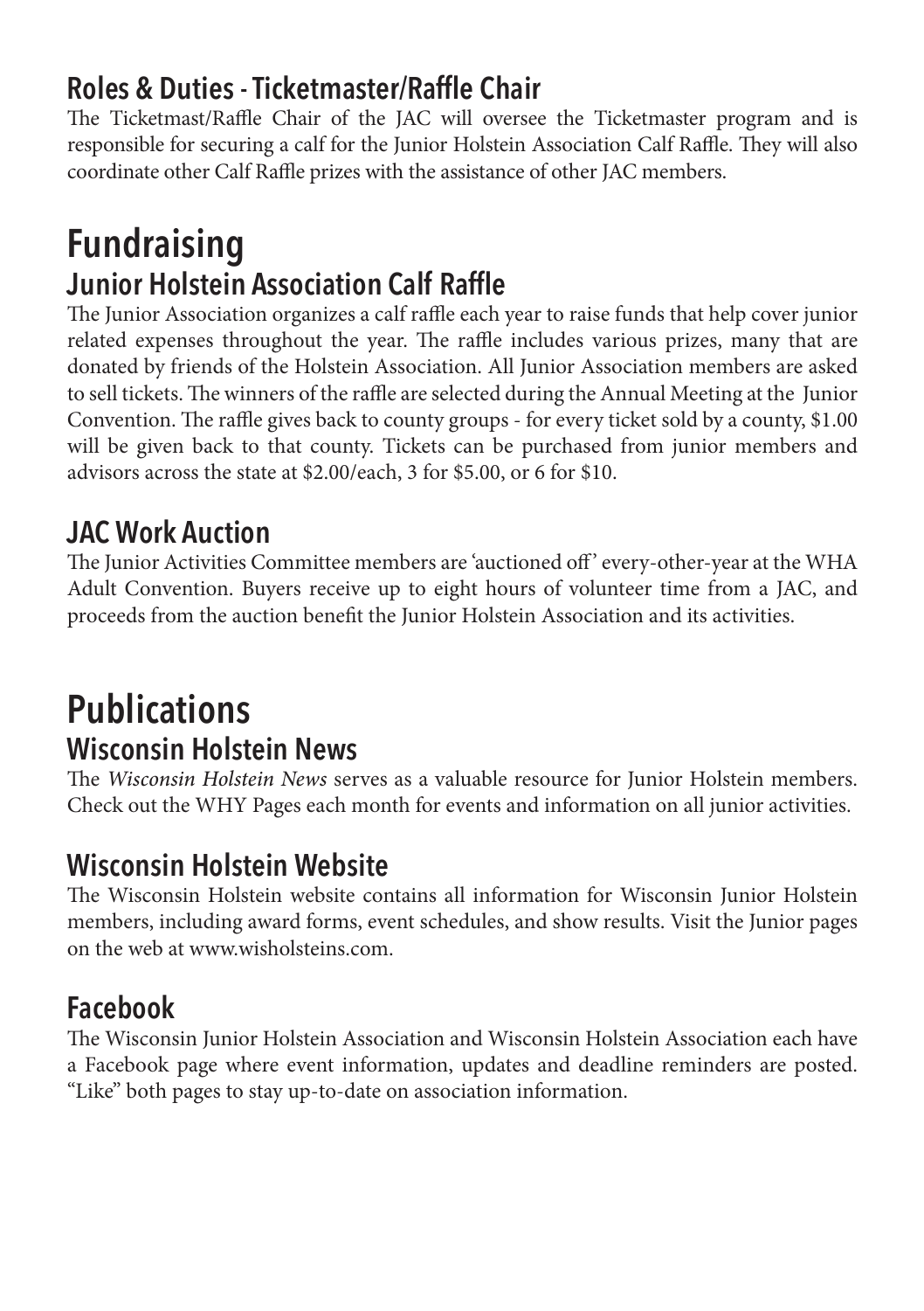## Roles & Duties - Ticketmaster/Raffle Chair

The Ticketmast/Raffle Chair of the JAC will oversee the Ticketmaster program and is responsible for securing a calf for the Junior Holstein Association Calf Raffle. They will also coordinate other Calf Raffle prizes with the assistance of other JAC members.

# Fundraising

## Junior Holstein Association Calf Raffle

The Junior Association organizes a calf raffle each year to raise funds that help cover junior related expenses throughout the year. The raffle includes various prizes, many that are donated by friends of the Holstein Association. All Junior Association members are asked to sell tickets. The winners of the raffle are selected during the Annual Meeting at the Junior Convention. The raffle gives back to county groups - for every ticket sold by a county, $1.00 will be given back to that county. Tickets can be purchased from junior members and advisors across the state at $2.00/each, 3 for $5.00, or 6 for $10.

## JAC Work Auction

The Junior Activities Committee members are 'auctioned off' every-other-year at the WHA Adult Convention. Buyers receive up to eight hours of volunteer time from a JAC, and proceeds from the auction benefit the Junior Holstein Association and its activities.

# Publications

## Wisconsin Holstein News

The *Wisconsin Holstein News* serves as a valuable resource for Junior Holstein members. Check out the WHY Pages each month for events and information on all junior activities.

## Wisconsin Holstein Website

The Wisconsin Holstein website contains all information for Wisconsin Junior Holstein members, including award forms, event schedules, and show results. Visit the Junior pages on the web at www.wisholsteins.com.

## Facebook

The Wisconsin Junior Holstein Association and Wisconsin Holstein Association each have a Facebook page where event information, updates and deadline reminders are posted. "Like" both pages to stay up-to-date on association information.